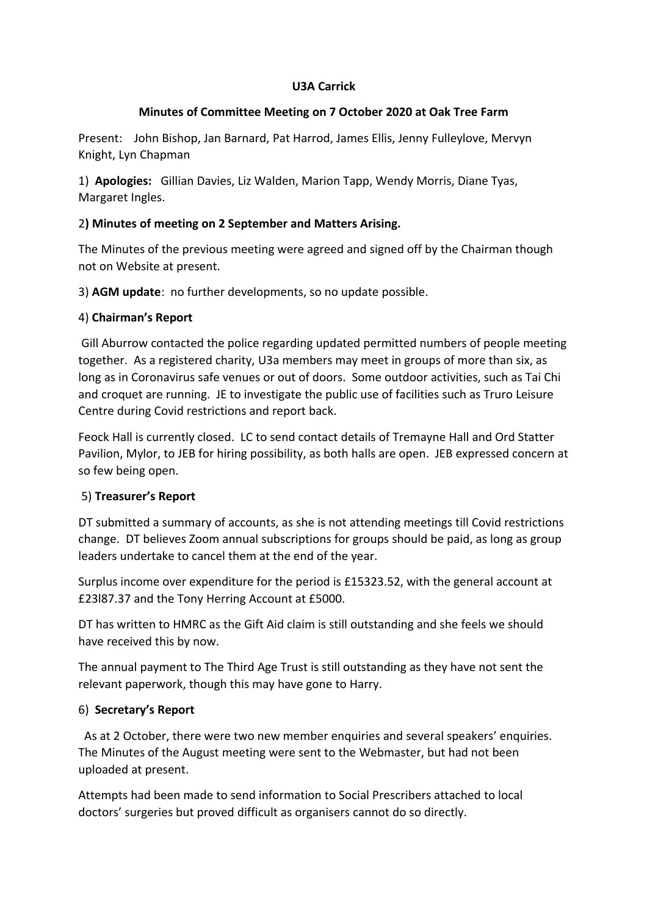**U3A Carrick**

**Minutes of Committee Meeting on 7 October 2020 at Oak Tree Farm**

Present: John Bishop, Jan Barnard, Pat Harrod, James Ellis, Jenny Fulleylove, Mervyn Knight, Lyn Chapman

1) **Apologies:** Gillian Davies, Liz Walden, Marion Tapp, Wendy Morris, Diane Tyas, Margaret Ingles.

2**) Minutes of meeting on 2 September and Matters Arising.**

The Minutes of the previous meeting were agreed and signed off by the Chairman though not on Website at present.

3) **AGM update**: no further developments, so no update possible.

4) **Chairman's Report**

Gill Aburrow contacted the police regarding updated permitted numbers of people meeting together. As a registered charity, U3a members may meet in groups of more than six, as long as in Coronavirus safe venues or out of doors. Some outdoor activities, such as Tai Chi and croquet are running. JE to investigate the public use of facilities such as Truro Leisure Centre during Covid restrictions and report back.

Feock Hall is currently closed. LC to send contact details of Tremayne Hall and Ord Statter Pavilion, Mylor, to JEB for hiring possibility, as both halls are open. JEB expressed concern at so few being open.

5) **Treasurer's Report**

DT submitted a summary of accounts, as she is not attending meetings till Covid restrictions change. DT believes Zoom annual subscriptions for groups should be paid, as long as group leaders undertake to cancel them at the end of the year.

Surplus income over expenditure for the period is £15323.52, with the general account at £23l87.37 and the Tony Herring Account at £5000.

DT has written to HMRC as the Gift Aid claim is still outstanding and she feels we should have received this by now.

The annual payment to The Third Age Trust is still outstanding as they have not sent the relevant paperwork, though this may have gone to Harry.

6) **Secretary's Report**

As at 2 October, there were two new member enquiries and several speakers' enquiries. The Minutes of the August meeting were sent to the Webmaster, but had not been uploaded at present.

Attempts had been made to send information to Social Prescribers attached to local doctors' surgeries but proved difficult as organisers cannot do so directly.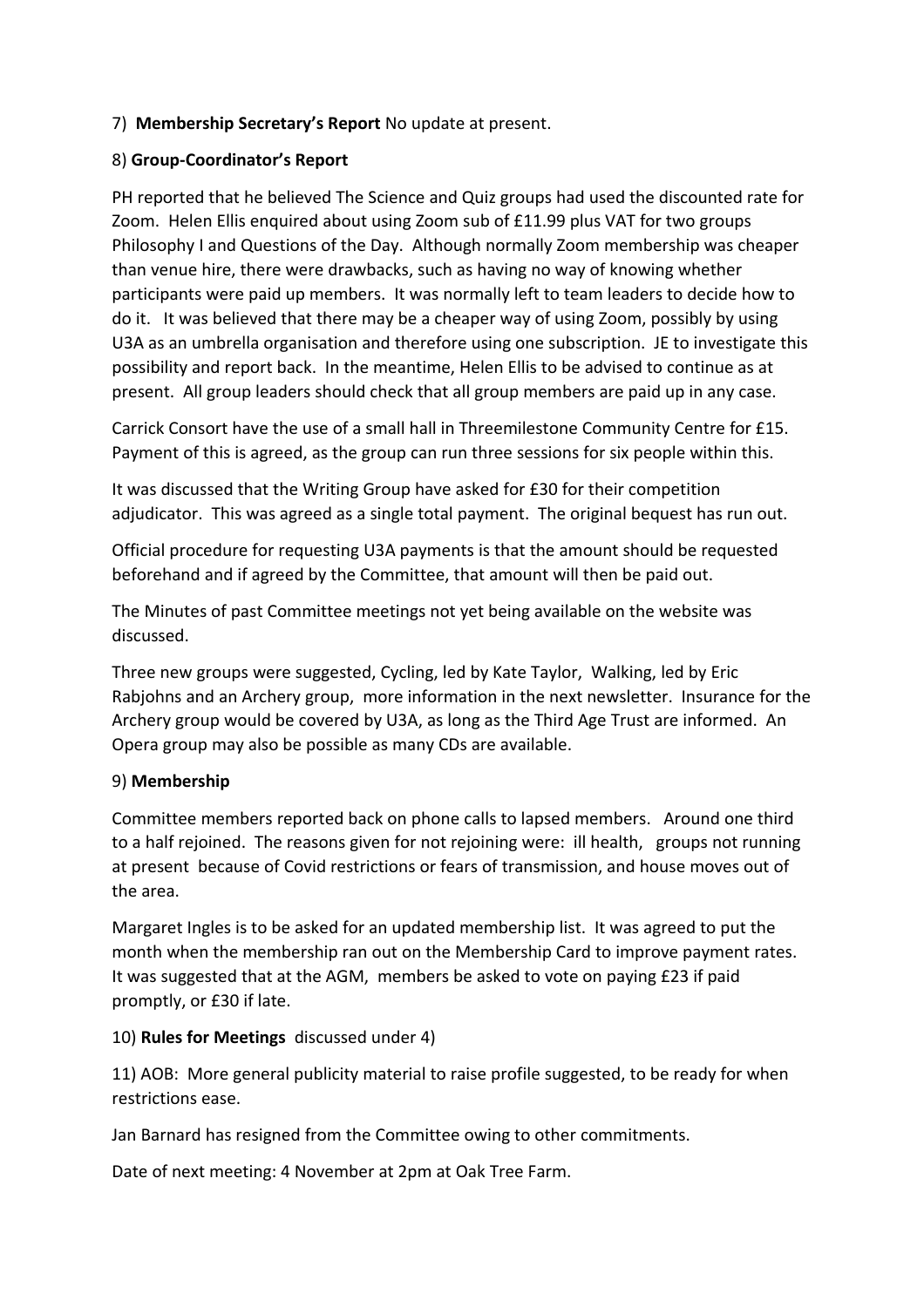7) **Membership Secretary's Report** No update at present.

8) **Group-Coordinator's Report**

PH reported that he believed The Science and Quiz groups had used the discounted rate for Zoom. Helen Ellis enquired about using Zoom sub of £11.99 plus VAT for two groups Philosophy I and Questions of the Day. Although normally Zoom membership was cheaper than venue hire, there were drawbacks, such as having no way of knowing whether participants were paid up members. It was normally left to team leaders to decide how to do it. It was believed that there may be a cheaper way of using Zoom, possibly by using U3A as an umbrella organisation and therefore using one subscription. JE to investigate this possibility and report back. In the meantime, Helen Ellis to be advised to continue as at present. All group leaders should check that all group members are paid up in any case.

Carrick Consort have the use of a small hall in Threemilestone Community Centre for £15. Payment of this is agreed, as the group can run three sessions for six people within this.

It was discussed that the Writing Group have asked for £30 for their competition adjudicator. This was agreed as a single total payment. The original bequest has run out.

Official procedure for requesting U3A payments is that the amount should be requested beforehand and if agreed by the Committee, that amount will then be paid out.

The Minutes of past Committee meetings not yet being available on the website was discussed.

Three new groups were suggested, Cycling, led by Kate Taylor, Walking, led by Eric Rabjohns and an Archery group, more information in the next newsletter. Insurance for the Archery group would be covered by U3A, as long as the Third Age Trust are informed. An Opera group may also be possible as many CDs are available.

9) **Membership**

Committee members reported back on phone calls to lapsed members. Around one third to a half rejoined. The reasons given for not rejoining were: ill health, groups not running at present because of Covid restrictions or fears of transmission, and house moves out of the area.

Margaret Ingles is to be asked for an updated membership list. It was agreed to put the month when the membership ran out on the Membership Card to improve payment rates. It was suggested that at the AGM, members be asked to vote on paying £23 if paid promptly, or £30 if late.

10) **Rules for Meetings** discussed under 4)

11) AOB: More general publicity material to raise profile suggested, to be ready for when restrictions ease.

Jan Barnard has resigned from the Committee owing to other commitments.

Date of next meeting: 4 November at 2pm at Oak Tree Farm.